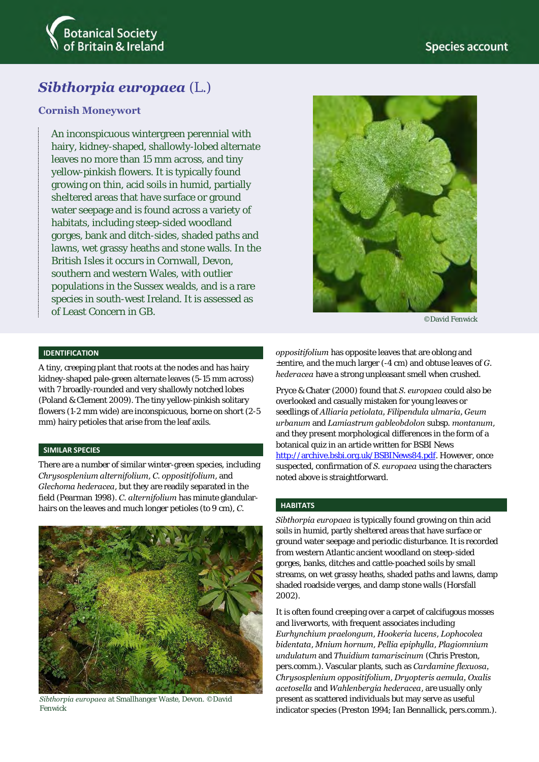Botanical Society of Britain & Ireland

Species account

# *Sibthorpia europaea* (L.)

## Cornish Moneywort

An inconspicuous wintergreen perennial with hairy, kidney-shaped, shallowly-lobed alternate leaves no more than 15 mm across, and tiny yellow-pinkish flowers. It is typically found growing on thin, acid soils in humid, partially sheltered areas that have surface or ground water seepage and is found across a variety of habitats, including steep-sided woodland gorges, bank and ditch-sides, shaded paths and lawns, wet grassy heaths and stone walls. In the British Isles it occurs in Cornwall, Devon, southern and western Wales, with outlier populations in the Sussex wealds, and is a rare species in south-west Ireland. It is assessed as of Least Concern in GB.

©David Fenwick

### IDENTIFICATION

A tiny, creeping plant that roots at the nodes and has hairy kidney-shaped pale-green alternate leaves (5-15 mm across) with 7 broadly-rounded and very shallowly notched lobes (Poland & Clement 2009). The tiny yellow-pinkish solitary flowers (1-2 mm wide) are inconspicuous, borne on short (2-5 mm) hairy petioles that arise from the leaf axils.

### SIMILAR SPECIES

There are a number of similar winter-green species, including *Chrysosplenium alternifolium*, *C. oppositifolium*, and *Glechoma hederacea*, but they are readily separated in the field (Pearman 1998). *C. alternifolium* has minute glandular-hairs on the leaves and much longer petioles (to 9 cm), *C. oppositifolium* has opposite leaves that are oblong and ±entire, and the much larger (-4 cm) and obtuse leaves of *G. hederacea* have a strong unpleasant smell when crushed.

*Sibthorpia europaea* at Smallhanger Waste, Devon. ©David Fenwick

Pryce & Chater (2000) found that *S. europaea* could also be overlooked and casually mistaken for young leaves or seedlings of *Alliaria petiolata*, *Filipendula ulmaria*, *Geum urbanum* and *Lamiastrum gableobdolon* subsp. *montanum*, and they present morphological differences in the form of a botanical quiz in an article written for BSBI News http://archive.bsbi.org.uk/BSBINews84.pdf. However, once suspected, confirmation of *S. europaea* using the characters noted above is straightforward.

### HABITATS

*Sibthorpia europaea* is typically found growing on thin acid soils in humid, partly sheltered areas that have surface or ground water seepage and periodic disturbance. It is recorded from western Atlantic ancient woodland on steep-sided gorges, banks, ditches and cattle-poached soils by small streams, on wet grassy heaths, shaded paths and lawns, damp shaded roadside verges, and damp stone walls (Horsfall 2002).

It is often found creeping over a carpet of calcifugous mosses and liverworts, with frequent associates including *Eurhynchium praelongum*, *Hookeria lucens*, *Lophocolea bidentata*, *Mnium hornum*, *Pellia epiphylla*, *Plagiomnium undulatum* and *Thuidium tamariscinum* (Chris Preston, pers.comm.). Vascular plants, such as *Cardamine flexuosa*, *Chrysosplenium oppositifolium*, *Dryopteris aemula*, *Oxalis acetosella* and *Wahlenbergia hederacea*, are usually only present as scattered individuals but may serve as useful indicator species (Preston 1994; Ian Bennallick, pers.comm.).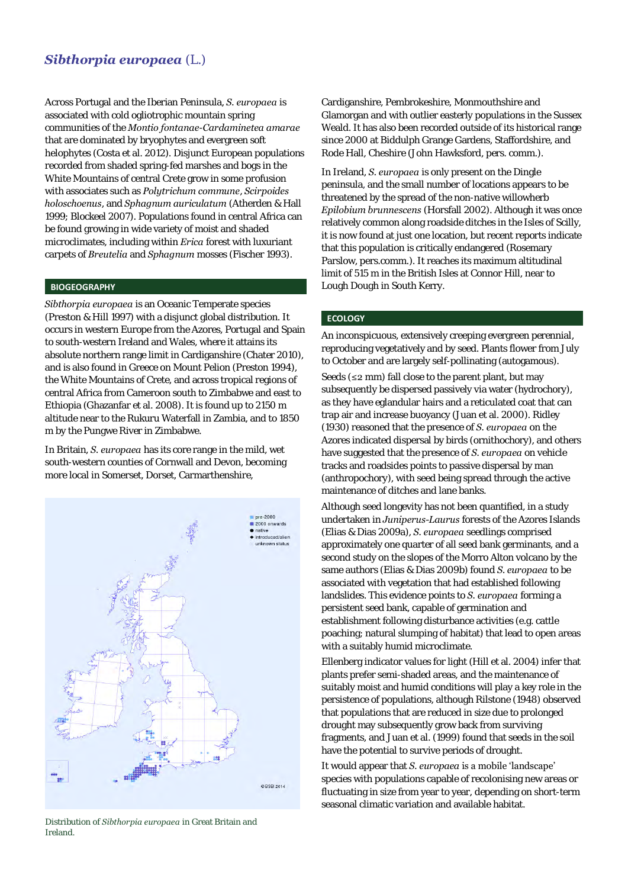# *Sibthorpia europaea* (L.)

Across Portugal and the Iberian Peninsula, *S. europaea* is associated with cold ogliotrophic mountain spring communities of the *Montio fontanae-Cardaminetea amarae* that are dominated by bryophytes and evergreen soft helophytes (Costa et al. 2012). Disjunct European populations recorded from shaded spring-fed marshes and bogs in the White Mountains of central Crete grow in some profusion with associates such as *Polytrichum commune*, *Scirpoides holoschoenus*, and *Sphagnum auriculatum* (Atherden & Hall 1999; Blockeel 2007). Populations found in central Africa can be found growing in wide variety of moist and shaded microclimates, including within *Erica* forest with luxuriant carpets of *Breutelia* and *Sphagnum* mosses (Fischer 1993).

## BIOGEOGRAPHY

*Sibthorpia europaea* is an Oceanic Temperate species (Preston & Hill 1997) with a disjunct global distribution. It occurs in western Europe from the Azores, Portugal and Spain to south-western Ireland and Wales, where it attains its absolute northern range limit in Cardiganshire (Chater 2010), and is also found in Greece on Mount Pelion (Preston 1994), the White Mountains of Crete, and across tropical regions of central Africa from Cameroon south to Zimbabwe and east to Ethiopia (Ghazanfar et al. 2008). It is found up to 2150 m altitude near to the Rukuru Waterfall in Zambia, and to 1850 m by the Pungwe River in Zimbabwe.

In Britain, *S. europaea* has its core range in the mild, wet south-western counties of Cornwall and Devon, becoming more local in Somerset, Dorset, Carmarthenshire, Cardiganshire, Pembrokeshire, Monmouthshire and Glamorgan and with outlier easterly populations in the Sussex Weald. It has also been recorded outside of its historical range since 2000 at Biddulph Grange Gardens, Staffordshire, and Rode Hall, Cheshire (John Hawksford, pers. comm.).

In Ireland, *S. europaea* is only present on the Dingle peninsula, and the small number of locations appears to be threatened by the spread of the non-native willowherb *Epilobium brunnescens* (Horsfall 2002). Although it was once relatively common along roadside ditches in the Isles of Scilly, it is now found at just one location, but recent reports indicate that this population is critically endangered (Rosemary Parslow, pers.comm.). It reaches its maximum altitudinal limit of 515 m in the British Isles at Connor Hill, near to Lough Dough in South Kerry.

Distribution of *Sibthorpia europaea* in Great Britain and Ireland.

## ECOLOGY

An inconspicuous, extensively creeping evergreen perennial, reproducing vegetatively and by seed. Plants flower from July to October and are largely self-pollinating (autogamous).

Seeds (≤2 mm) fall close to the parent plant, but may subsequently be dispersed passively via water (hydrochory), as they have eglandular hairs and a reticulated coat that can trap air and increase buoyancy (Juan et al. 2000). Ridley (1930) reasoned that the presence of *S. europaea* on the Azores indicated dispersal by birds (ornithochory), and others have suggested that the presence of *S. europaea* on vehicle tracks and roadsides points to passive dispersal by man (anthropochory), with seed being spread through the active maintenance of ditches and lane banks.

Although seed longevity has not been quantified, in a study undertaken in *Juniperus-Laurus* forests of the Azores Islands (Elias & Dias 2009a), *S. europaea* seedlings comprised approximately one quarter of all seed bank germinants, and a second study on the slopes of the Morro Alton volcano by the same authors (Elias & Dias 2009b) found *S. europaea* to be associated with vegetation that had established following landslides. This evidence points to *S. europaea* forming a persistent seed bank, capable of germination and establishment following disturbance activities (e.g. cattle poaching; natural slumping of habitat) that lead to open areas with a suitably humid microclimate.

Ellenberg indicator values for light (Hill et al. 2004) infer that plants prefer semi-shaded areas, and the maintenance of suitably moist and humid conditions will play a key role in the persistence of populations, although Rilstone (1948) observed that populations that are reduced in size due to prolonged drought may subsequently grow back from surviving fragments, and Juan et al. (1999) found that seeds in the soil have the potential to survive periods of drought.

It would appear that *S. europaea* is a mobile 'landscape' species with populations capable of recolonising new areas or fluctuating in size from year to year, depending on short-term seasonal climatic variation and available habitat.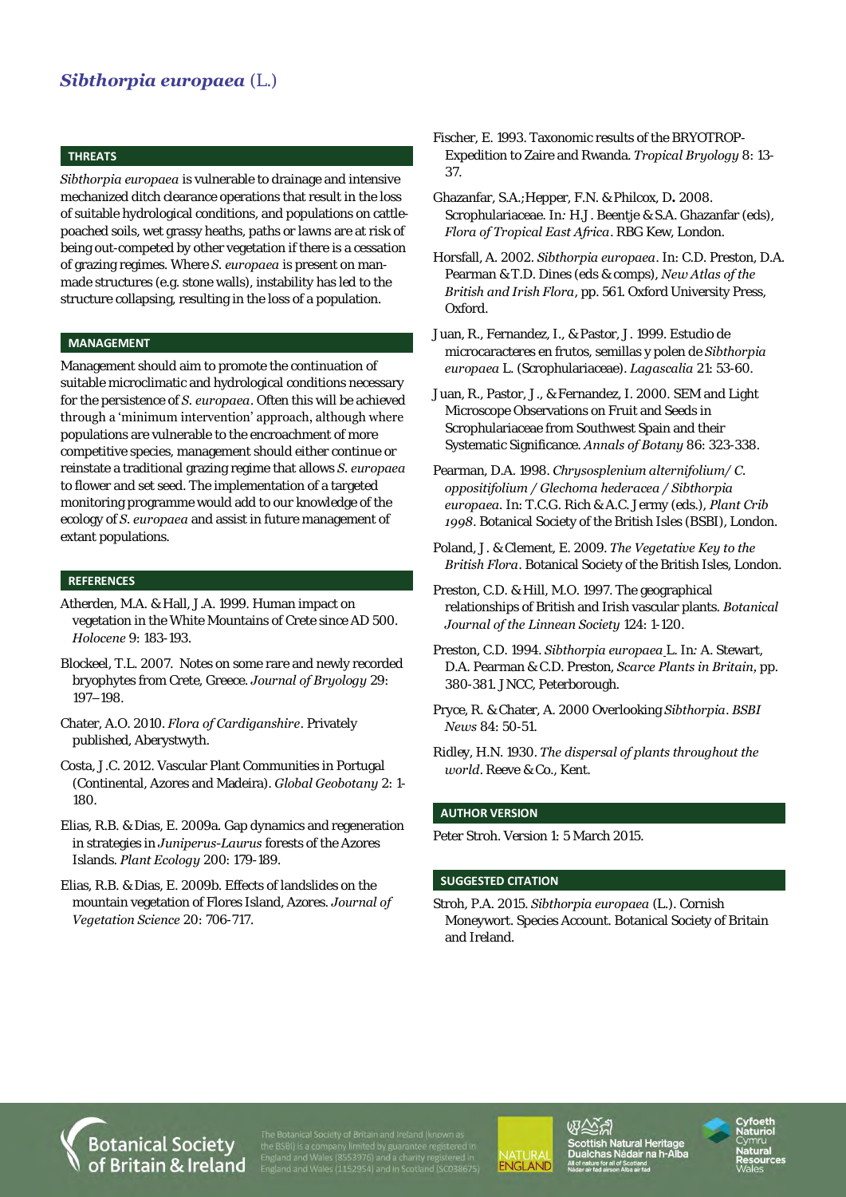# *Sibthorpia europaea* (L.)

## THREATS

*Sibthorpia europaea* is vulnerable to drainage and intensive mechanized ditch clearance operations that result in the loss of suitable hydrological conditions, and populations on cattle-poached soils, wet grassy heaths, paths or lawns are at risk of being out-competed by other vegetation if there is a cessation of grazing regimes. Where *S. europaea* is present on man-made structures (e.g. stone walls), instability has led to the structure collapsing, resulting in the loss of a population.

## MANAGEMENT

Management should aim to promote the continuation of suitable microclimatic and hydrological conditions necessary for the persistence of *S. europaea*. Often this will be achieved through a 'minimum intervention' approach, although where populations are vulnerable to the encroachment of more competitive species, management should either continue or reinstate a traditional grazing regime that allows *S. europaea* to flower and set seed. The implementation of a targeted monitoring programme would add to our knowledge of the ecology of *S. europaea* and assist in future management of extant populations.

## REFERENCES

Atherden, M.A. & Hall, J.A. 1999. Human impact on vegetation in the White Mountains of Crete since AD 500. *Holocene* 9: 183-193.

Blockeel, T.L. 2007. Notes on some rare and newly recorded bryophytes from Crete, Greece. *Journal of Bryology* 29: 197–198.

Chater, A.O. 2010. *Flora of Cardiganshire*. Privately published, Aberystwyth.

Costa, J.C. 2012. Vascular Plant Communities in Portugal (Continental, Azores and Madeira). *Global Geobotany* 2: 1-180.

Elias, R.B. & Dias, E. 2009a. Gap dynamics and regeneration in strategies in *Juniperus-Laurus* forests of the Azores Islands. *Plant Ecology* 200: 179-189.

Elias, R.B. & Dias, E. 2009b. Effects of landslides on the mountain vegetation of Flores Island, Azores. *Journal of Vegetation Science* 20: 706-717.

Fischer, E. 1993. Taxonomic results of the BRYOTROP-Expedition to Zaire and Rwanda. *Tropical Bryology* 8: 13-37.

Ghazanfar, S.A.; Hepper, F.N. & Philcox, D**.** 2008. Scrophulariaceae. In*:* H.J. Beentje & S.A. Ghazanfar (eds), *Flora of Tropical East Africa*. RBG Kew, London.

Horsfall, A. 2002. *Sibthorpia europaea*. In: C.D. Preston, D.A. Pearman & T.D. Dines (eds & comps), *New Atlas of the British and Irish Flora*, pp. 561. Oxford University Press, Oxford.

Juan, R., Fernandez, I., & Pastor, J. 1999. Estudio de microcaracteres en frutos, semillas y polen de *Sibthorpia europaea* L. (Scrophulariaceae). *Lagascalia* 21: 53-60.

Juan, R., Pastor, J., & Fernandez, I. 2000. SEM and Light Microscope Observations on Fruit and Seeds in Scrophulariaceae from Southwest Spain and their Systematic Significance. *Annals of Botany* 86: 323-338.

Pearman, D.A. 1998. *Chrysosplenium alternifolium/ C. oppositifolium / Glechoma hederacea / Sibthorpia europaea*. In: T.C.G. Rich & A.C. Jermy (eds.), *Plant Crib 1998*. Botanical Society of the British Isles (BSBI), London.

Poland, J. & Clement, E. 2009. *The Vegetative Key to the British Flora*. Botanical Society of the British Isles, London.

Preston, C.D. & Hill, M.O. 1997. The geographical relationships of British and Irish vascular plants. *Botanical Journal of the Linnean Society* 124: 1-120.

Preston, C.D. 1994. *Sibthorpia europaea* L. In*:* A. Stewart, D.A. Pearman & C.D. Preston, *Scarce Plants in Britain*, pp. 380-381. JNCC, Peterborough.

Pryce, R. & Chater, A. 2000 Overlooking *Sibthorpia*. *BSBI News* 84: 50-51.

Ridley, H.N. 1930. *The dispersal of plants throughout the world*. Reeve & Co., Kent.

## AUTHOR VERSION

Peter Stroh. Version 1: 5 March 2015.

## SUGGESTED CITATION

Stroh, P.A. 2015. *Sibthorpia europaea* (L.). Cornish Moneywort. Species Account. Botanical Society of Britain and Ireland.

Botanical Society of Britain & Ireland

The Botanical Society of Britain and Ireland (known as the BSBI) is a company limited by guarantee registered in England and Wales (8553976) and a charity registered in England and Wales (1152954) and in Scotland (SC038675)

NATURAL ENGLAND

Scottish Natural Heritage
Dualchas Nàdair na h-Alba
All of nature for all of Scotland
Nàdar air fad airson Alba air fad

Cyfoeth Naturiol Cymru
Natural Resources Wales